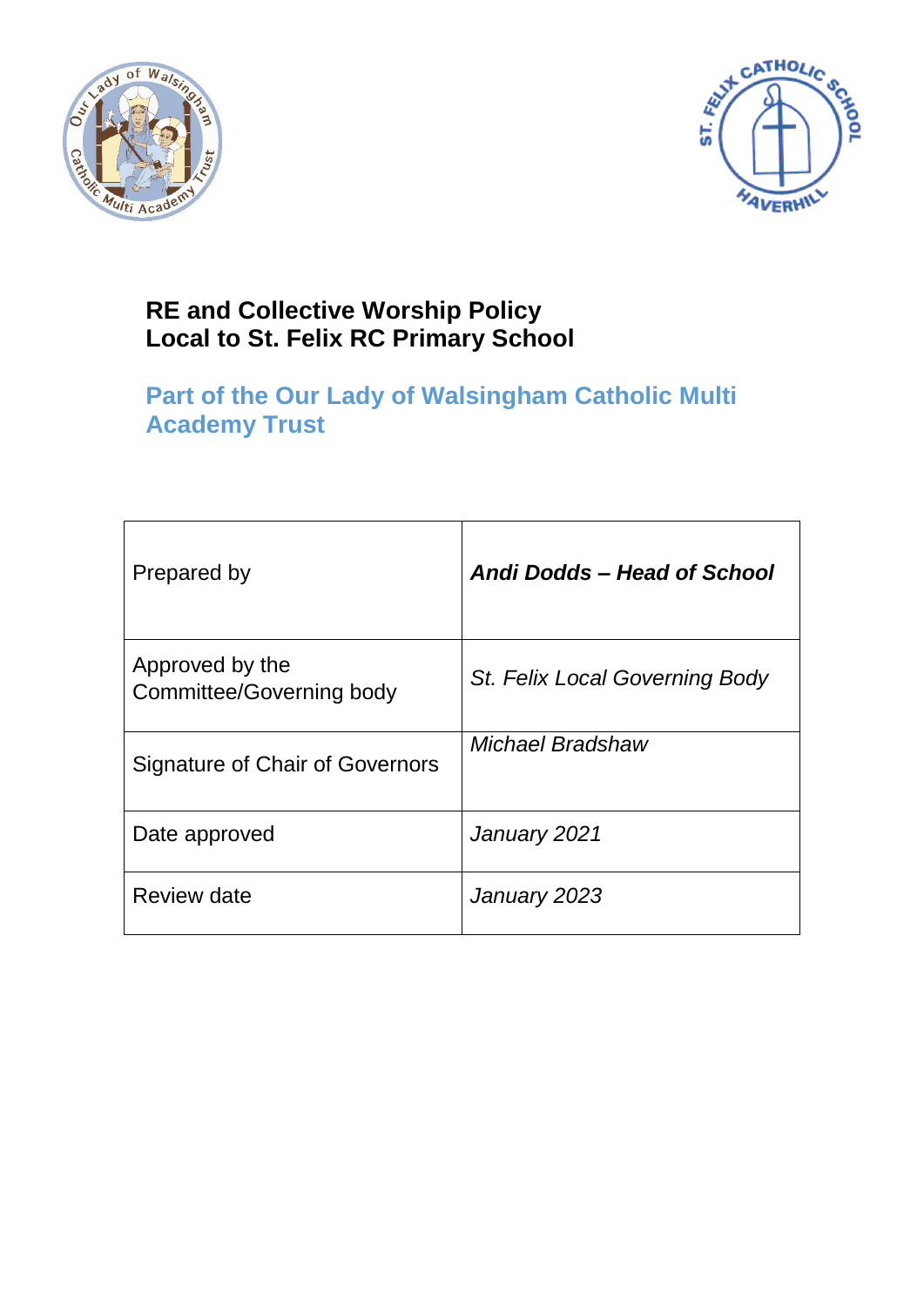# RE and Collective Worship Policy
# Local to St. Felix RC Primary School

## Part of the Our Lady of Walsingham Catholic Multi Academy Trust

| | |
|---|---|
| Prepared by | ***Andi Dodds – Head of School*** |
| Approved by the Committee/Governing body | *St. Felix Local Governing Body* |
| Signature of Chair of Governors | *Michael Bradshaw* |
| Date approved | *January 2021* |
| Review date | *January 2023* |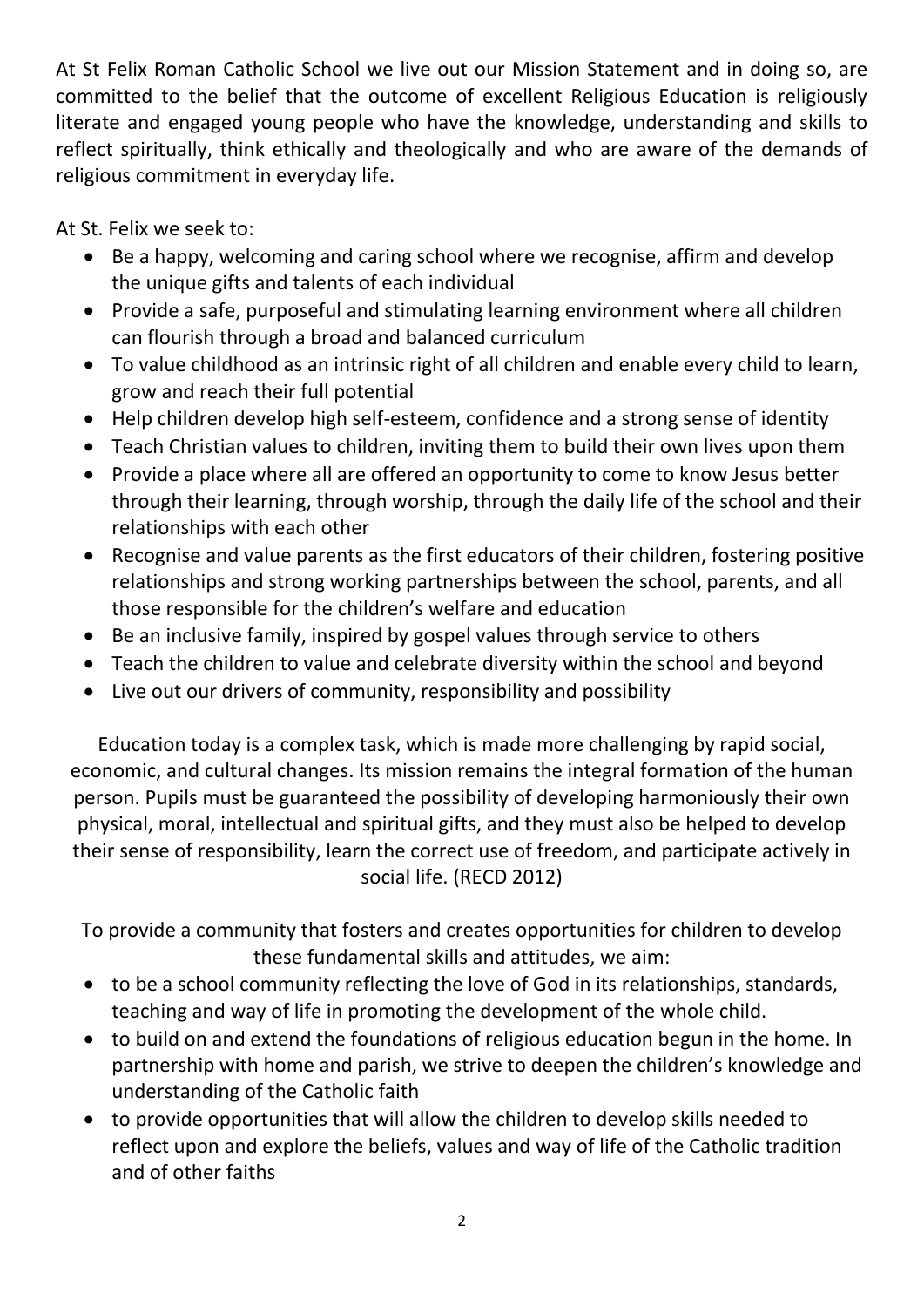At St Felix Roman Catholic School we live out our Mission Statement and in doing so, are committed to the belief that the outcome of excellent Religious Education is religiously literate and engaged young people who have the knowledge, understanding and skills to reflect spiritually, think ethically and theologically and who are aware of the demands of religious commitment in everyday life.

At St. Felix we seek to:

- Be a happy, welcoming and caring school where we recognise, affirm and develop the unique gifts and talents of each individual
- Provide a safe, purposeful and stimulating learning environment where all children can flourish through a broad and balanced curriculum
- To value childhood as an intrinsic right of all children and enable every child to learn, grow and reach their full potential
- Help children develop high self-esteem, confidence and a strong sense of identity
- Teach Christian values to children, inviting them to build their own lives upon them
- Provide a place where all are offered an opportunity to come to know Jesus better through their learning, through worship, through the daily life of the school and their relationships with each other
- Recognise and value parents as the first educators of their children, fostering positive relationships and strong working partnerships between the school, parents, and all those responsible for the children's welfare and education
- Be an inclusive family, inspired by gospel values through service to others
- Teach the children to value and celebrate diversity within the school and beyond
- Live out our drivers of community, responsibility and possibility

Education today is a complex task, which is made more challenging by rapid social, economic, and cultural changes. Its mission remains the integral formation of the human person. Pupils must be guaranteed the possibility of developing harmoniously their own physical, moral, intellectual and spiritual gifts, and they must also be helped to develop their sense of responsibility, learn the correct use of freedom, and participate actively in social life. (RECD 2012)

To provide a community that fosters and creates opportunities for children to develop these fundamental skills and attitudes, we aim:

- to be a school community reflecting the love of God in its relationships, standards, teaching and way of life in promoting the development of the whole child.
- to build on and extend the foundations of religious education begun in the home. In partnership with home and parish, we strive to deepen the children's knowledge and understanding of the Catholic faith
- to provide opportunities that will allow the children to develop skills needed to reflect upon and explore the beliefs, values and way of life of the Catholic tradition and of other faiths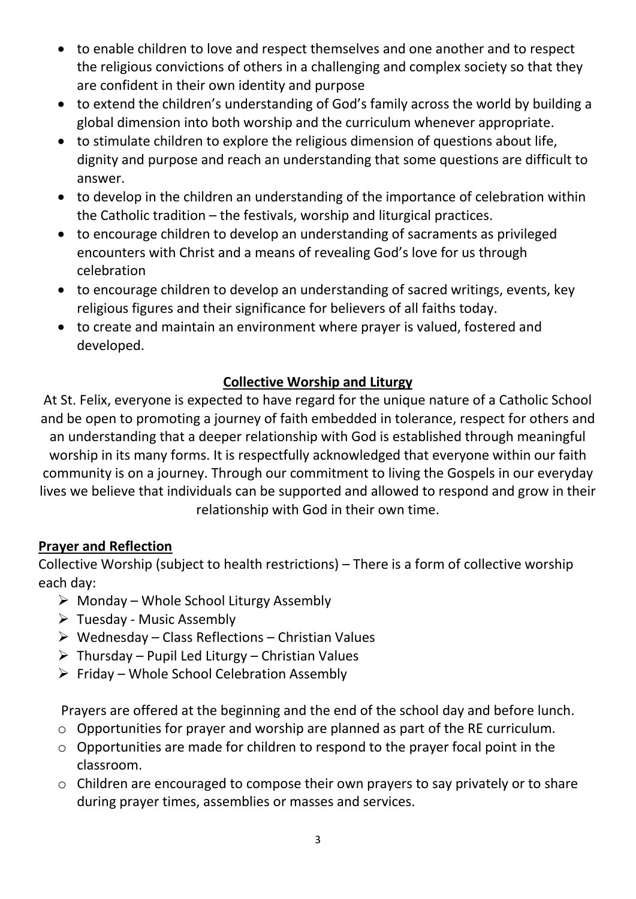- to enable children to love and respect themselves and one another and to respect the religious convictions of others in a challenging and complex society so that they are confident in their own identity and purpose
- to extend the children's understanding of God's family across the world by building a global dimension into both worship and the curriculum whenever appropriate.
- to stimulate children to explore the religious dimension of questions about life, dignity and purpose and reach an understanding that some questions are difficult to answer.
- to develop in the children an understanding of the importance of celebration within the Catholic tradition – the festivals, worship and liturgical practices.
- to encourage children to develop an understanding of sacraments as privileged encounters with Christ and a means of revealing God's love for us through celebration
- to encourage children to develop an understanding of sacred writings, events, key religious figures and their significance for believers of all faiths today.
- to create and maintain an environment where prayer is valued, fostered and developed.

## Collective Worship and Liturgy

At St. Felix, everyone is expected to have regard for the unique nature of a Catholic School and be open to promoting a journey of faith embedded in tolerance, respect for others and an understanding that a deeper relationship with God is established through meaningful worship in its many forms. It is respectfully acknowledged that everyone within our faith community is on a journey. Through our commitment to living the Gospels in our everyday lives we believe that individuals can be supported and allowed to respond and grow in their relationship with God in their own time.

### Prayer and Reflection

Collective Worship (subject to health restrictions) – There is a form of collective worship each day:

- Monday – Whole School Liturgy Assembly
- Tuesday - Music Assembly
- Wednesday – Class Reflections – Christian Values
- Thursday – Pupil Led Liturgy – Christian Values
- Friday – Whole School Celebration Assembly

Prayers are offered at the beginning and the end of the school day and before lunch.

- Opportunities for prayer and worship are planned as part of the RE curriculum.
- Opportunities are made for children to respond to the prayer focal point in the classroom.
- Children are encouraged to compose their own prayers to say privately or to share during prayer times, assemblies or masses and services.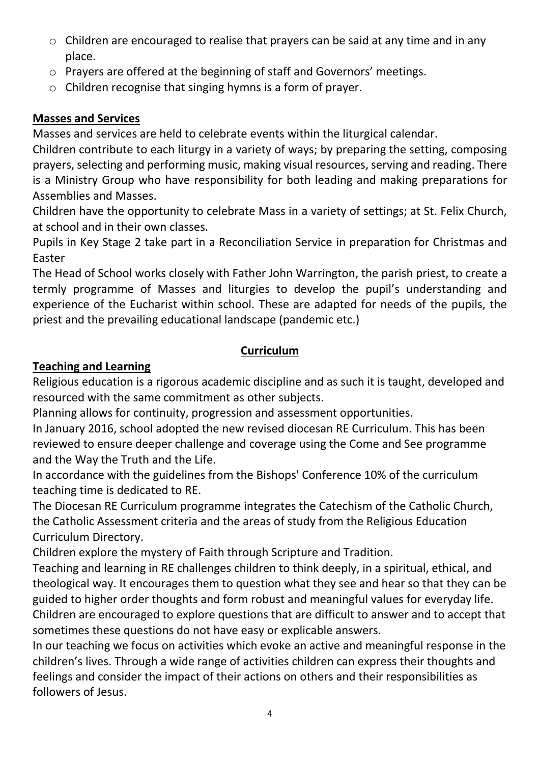- Children are encouraged to realise that prayers can be said at any time and in any place.
- Prayers are offered at the beginning of staff and Governors' meetings.
- Children recognise that singing hymns is a form of prayer.

**Masses and Services**

Masses and services are held to celebrate events within the liturgical calendar.

Children contribute to each liturgy in a variety of ways; by preparing the setting, composing prayers, selecting and performing music, making visual resources, serving and reading. There is a Ministry Group who have responsibility for both leading and making preparations for Assemblies and Masses.

Children have the opportunity to celebrate Mass in a variety of settings; at St. Felix Church, at school and in their own classes.

Pupils in Key Stage 2 take part in a Reconciliation Service in preparation for Christmas and Easter

The Head of School works closely with Father John Warrington, the parish priest, to create a termly programme of Masses and liturgies to develop the pupil's understanding and experience of the Eucharist within school. These are adapted for needs of the pupils, the priest and the prevailing educational landscape (pandemic etc.)

## Curriculum

**Teaching and Learning**

Religious education is a rigorous academic discipline and as such it is taught, developed and resourced with the same commitment as other subjects.

Planning allows for continuity, progression and assessment opportunities.

In January 2016, school adopted the new revised diocesan RE Curriculum. This has been reviewed to ensure deeper challenge and coverage using the Come and See programme and the Way the Truth and the Life.

In accordance with the guidelines from the Bishops' Conference 10% of the curriculum teaching time is dedicated to RE.

The Diocesan RE Curriculum programme integrates the Catechism of the Catholic Church, the Catholic Assessment criteria and the areas of study from the Religious Education Curriculum Directory.

Children explore the mystery of Faith through Scripture and Tradition.

Teaching and learning in RE challenges children to think deeply, in a spiritual, ethical, and theological way. It encourages them to question what they see and hear so that they can be guided to higher order thoughts and form robust and meaningful values for everyday life.

Children are encouraged to explore questions that are difficult to answer and to accept that sometimes these questions do not have easy or explicable answers.

In our teaching we focus on activities which evoke an active and meaningful response in the children's lives. Through a wide range of activities children can express their thoughts and feelings and consider the impact of their actions on others and their responsibilities as followers of Jesus.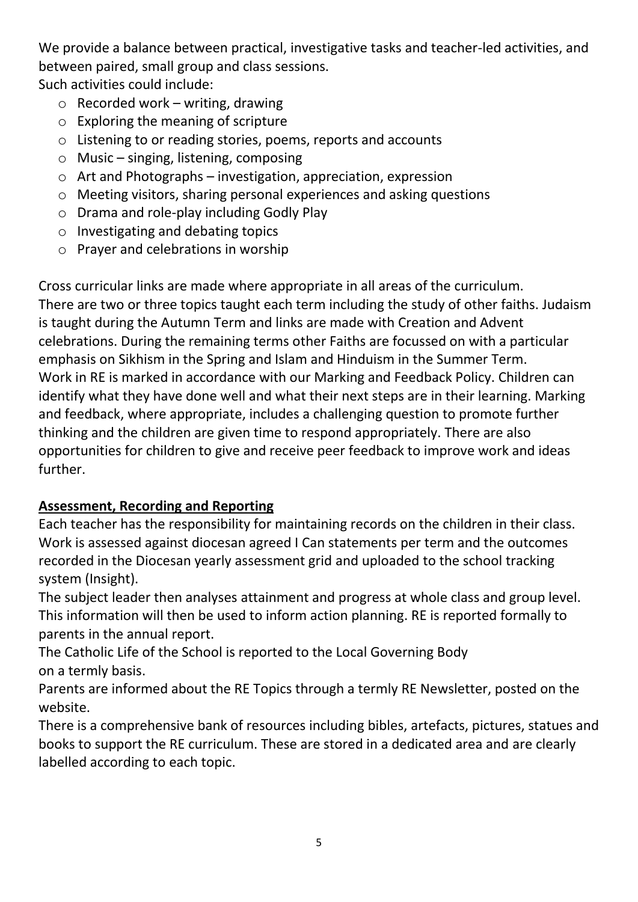We provide a balance between practical, investigative tasks and teacher-led activities, and between paired, small group and class sessions.
Such activities could include:

- Recorded work – writing, drawing
- Exploring the meaning of scripture
- Listening to or reading stories, poems, reports and accounts
- Music – singing, listening, composing
- Art and Photographs – investigation, appreciation, expression
- Meeting visitors, sharing personal experiences and asking questions
- Drama and role-play including Godly Play
- Investigating and debating topics
- Prayer and celebrations in worship

Cross curricular links are made where appropriate in all areas of the curriculum.
There are two or three topics taught each term including the study of other faiths. Judaism is taught during the Autumn Term and links are made with Creation and Advent celebrations. During the remaining terms other Faiths are focussed on with a particular emphasis on Sikhism in the Spring and Islam and Hinduism in the Summer Term.
Work in RE is marked in accordance with our Marking and Feedback Policy. Children can identify what they have done well and what their next steps are in their learning. Marking and feedback, where appropriate, includes a challenging question to promote further thinking and the children are given time to respond appropriately. There are also opportunities for children to give and receive peer feedback to improve work and ideas further.

**Assessment, Recording and Reporting**

Each teacher has the responsibility for maintaining records on the children in their class. Work is assessed against diocesan agreed I Can statements per term and the outcomes recorded in the Diocesan yearly assessment grid and uploaded to the school tracking system (Insight).
The subject leader then analyses attainment and progress at whole class and group level. This information will then be used to inform action planning. RE is reported formally to parents in the annual report.
The Catholic Life of the School is reported to the Local Governing Body on a termly basis.
Parents are informed about the RE Topics through a termly RE Newsletter, posted on the website.
There is a comprehensive bank of resources including bibles, artefacts, pictures, statues and books to support the RE curriculum. These are stored in a dedicated area and are clearly labelled according to each topic.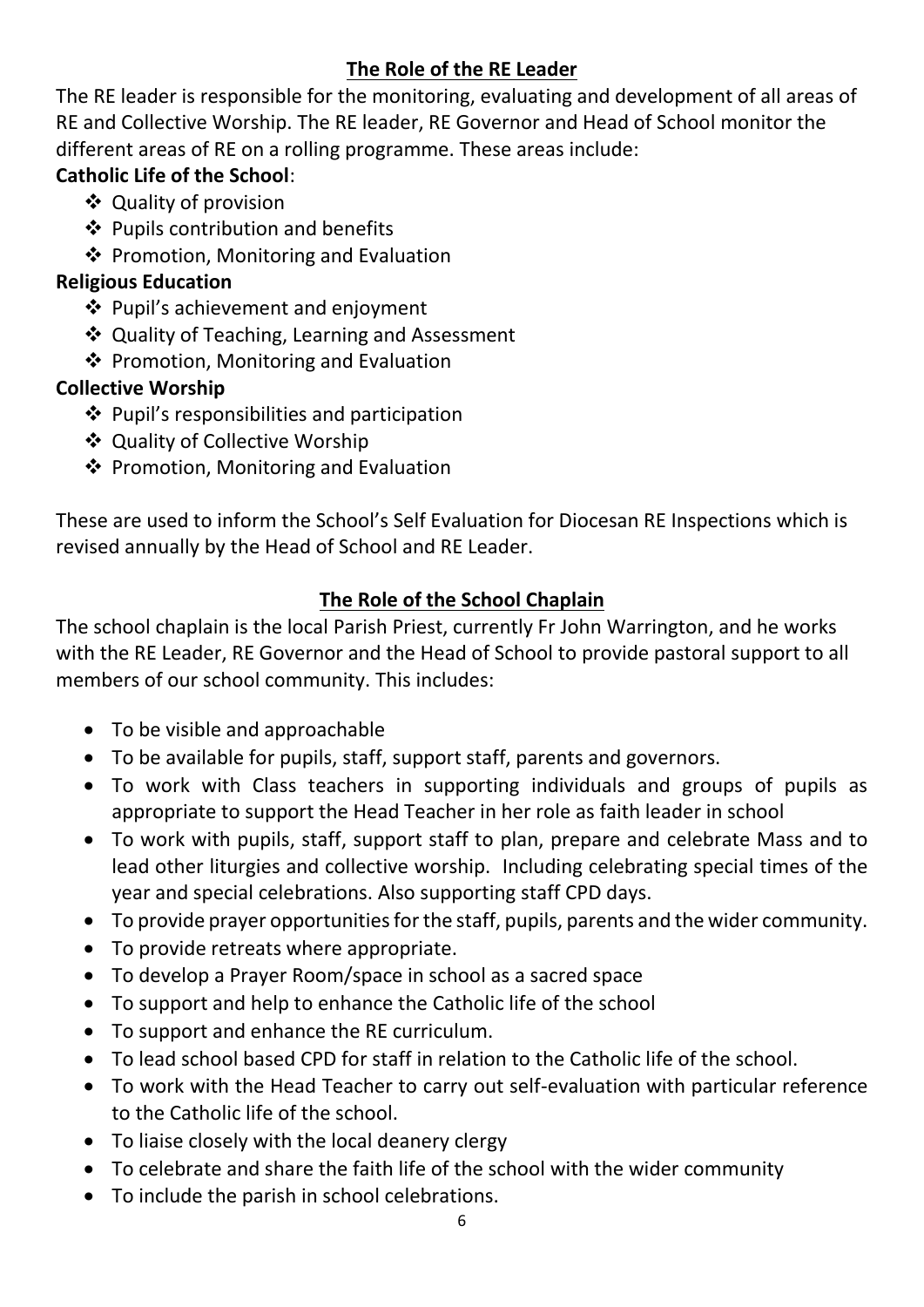## The Role of the RE Leader

The RE leader is responsible for the monitoring, evaluating and development of all areas of RE and Collective Worship. The RE leader, RE Governor and Head of School monitor the different areas of RE on a rolling programme. These areas include:

**Catholic Life of the School**:

- ❖ Quality of provision
- ❖ Pupils contribution and benefits
- ❖ Promotion, Monitoring and Evaluation

**Religious Education**

- ❖ Pupil's achievement and enjoyment
- ❖ Quality of Teaching, Learning and Assessment
- ❖ Promotion, Monitoring and Evaluation

**Collective Worship**

- ❖ Pupil's responsibilities and participation
- ❖ Quality of Collective Worship
- ❖ Promotion, Monitoring and Evaluation

These are used to inform the School's Self Evaluation for Diocesan RE Inspections which is revised annually by the Head of School and RE Leader.

## The Role of the School Chaplain

The school chaplain is the local Parish Priest, currently Fr John Warrington, and he works with the RE Leader, RE Governor and the Head of School to provide pastoral support to all members of our school community. This includes:

- To be visible and approachable
- To be available for pupils, staff, support staff, parents and governors.
- To work with Class teachers in supporting individuals and groups of pupils as appropriate to support the Head Teacher in her role as faith leader in school
- To work with pupils, staff, support staff to plan, prepare and celebrate Mass and to lead other liturgies and collective worship. Including celebrating special times of the year and special celebrations. Also supporting staff CPD days.
- To provide prayer opportunities for the staff, pupils, parents and the wider community.
- To provide retreats where appropriate.
- To develop a Prayer Room/space in school as a sacred space
- To support and help to enhance the Catholic life of the school
- To support and enhance the RE curriculum.
- To lead school based CPD for staff in relation to the Catholic life of the school.
- To work with the Head Teacher to carry out self-evaluation with particular reference to the Catholic life of the school.
- To liaise closely with the local deanery clergy
- To celebrate and share the faith life of the school with the wider community
- To include the parish in school celebrations.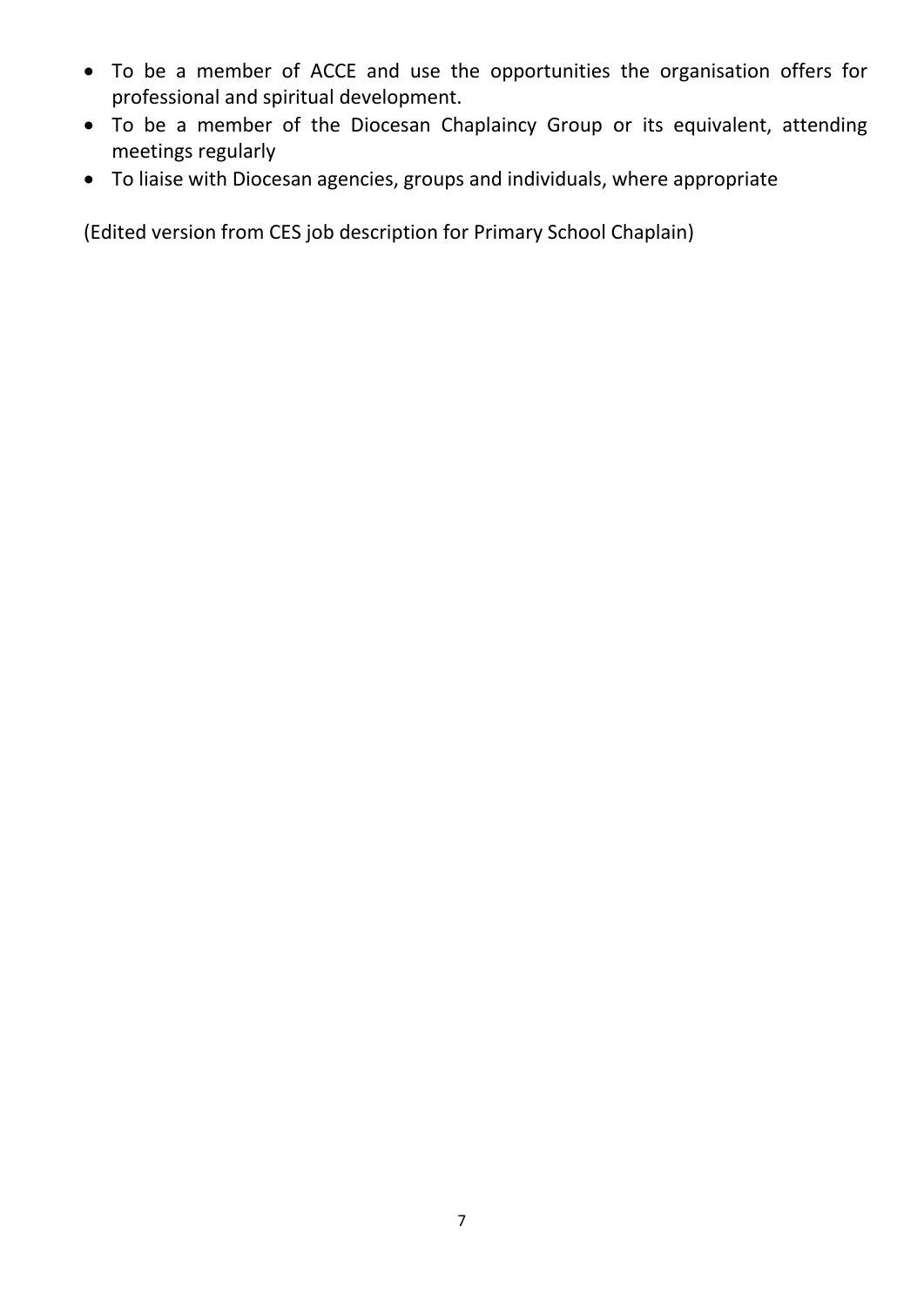- To be a member of ACCE and use the opportunities the organisation offers for professional and spiritual development.
- To be a member of the Diocesan Chaplaincy Group or its equivalent, attending meetings regularly
- To liaise with Diocesan agencies, groups and individuals, where appropriate

(Edited version from CES job description for Primary School Chaplain)